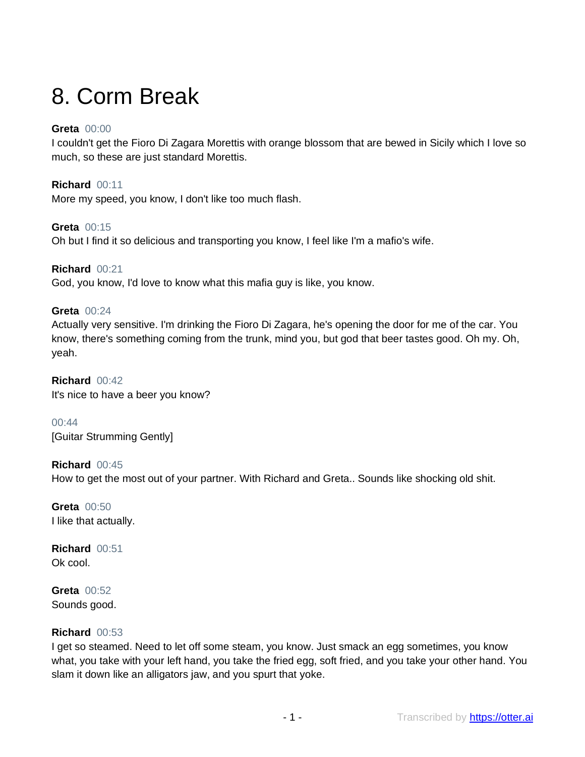# 8. Corm Break

**Greta** 00:00
I couldn't get the Fioro Di Zagara Morettis with orange blossom that are bewed in Sicily which I love so much, so these are just standard Morettis.

**Richard** 00:11
More my speed, you know, I don't like too much flash.

**Greta** 00:15
Oh but I find it so delicious and transporting you know, I feel like I'm a mafio's wife.

**Richard** 00:21
God, you know, I'd love to know what this mafia guy is like, you know.

**Greta** 00:24
Actually very sensitive. I'm drinking the Fioro Di Zagara, he's opening the door for me of the car. You know, there's something coming from the trunk, mind you, but god that beer tastes good. Oh my. Oh, yeah.

**Richard** 00:42
It's nice to have a beer you know?

00:44
[Guitar Strumming Gently]

**Richard** 00:45
How to get the most out of your partner. With Richard and Greta.. Sounds like shocking old shit.

**Greta** 00:50
I like that actually.

**Richard** 00:51
Ok cool.

**Greta** 00:52
Sounds good.

**Richard** 00:53
I get so steamed. Need to let off some steam, you know. Just smack an egg sometimes, you know what, you take with your left hand, you take the fried egg, soft fried, and you take your other hand. You slam it down like an alligators jaw, and you spurt that yoke.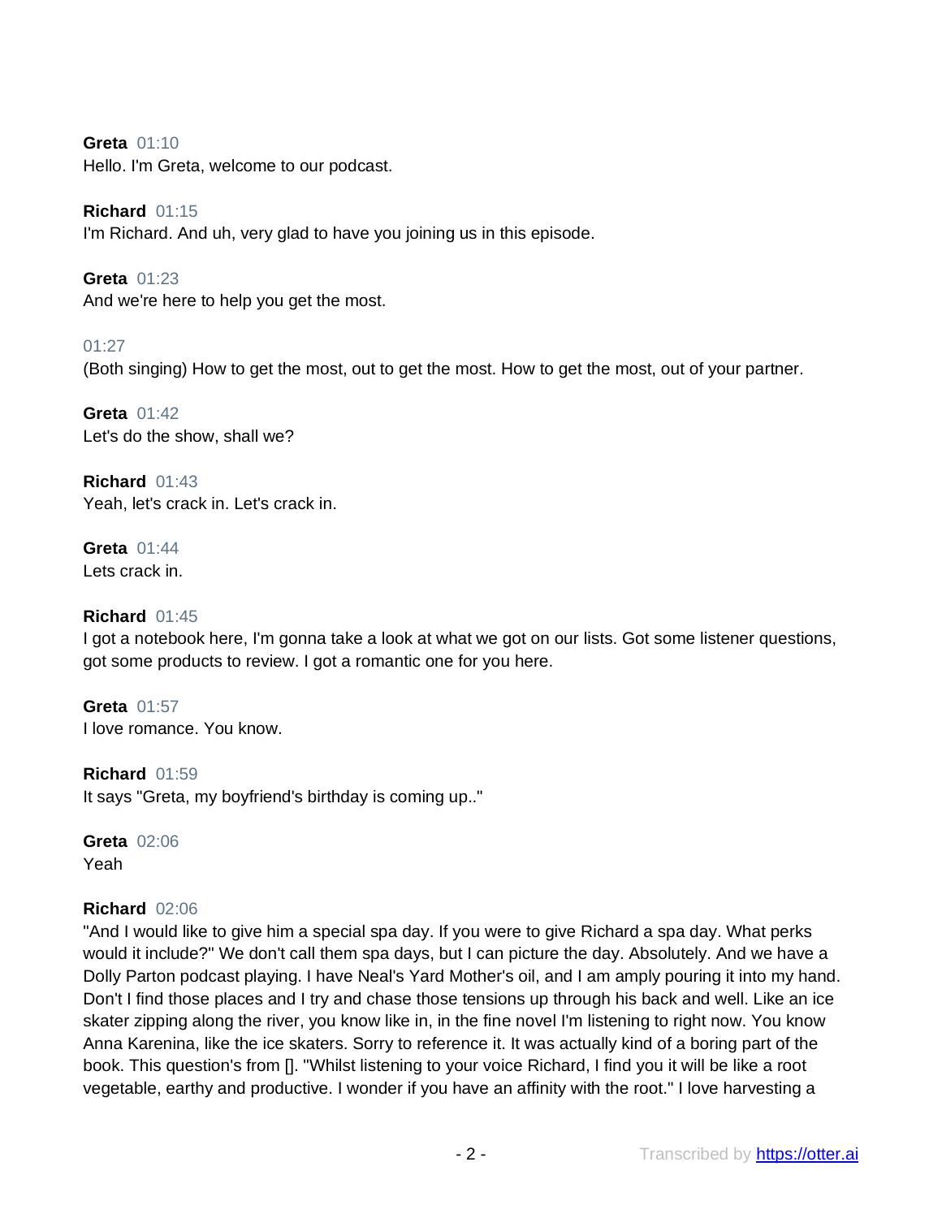**Greta** 01:10
Hello. I'm Greta, welcome to our podcast.

**Richard** 01:15
I'm Richard. And uh, very glad to have you joining us in this episode.

**Greta** 01:23
And we're here to help you get the most.

01:27
(Both singing) How to get the most, out to get the most. How to get the most, out of your partner.

**Greta** 01:42
Let's do the show, shall we?

**Richard** 01:43
Yeah, let's crack in. Let's crack in.

**Greta** 01:44
Lets crack in.

**Richard** 01:45
I got a notebook here, I'm gonna take a look at what we got on our lists. Got some listener questions, got some products to review. I got a romantic one for you here.

**Greta** 01:57
I love romance. You know.

**Richard** 01:59
It says "Greta, my boyfriend's birthday is coming up.."

**Greta** 02:06
Yeah

**Richard** 02:06
"And I would like to give him a special spa day. If you were to give Richard a spa day. What perks would it include?" We don't call them spa days, but I can picture the day. Absolutely. And we have a Dolly Parton podcast playing. I have Neal's Yard Mother's oil, and I am amply pouring it into my hand. Don't I find those places and I try and chase those tensions up through his back and well. Like an ice skater zipping along the river, you know like in, in the fine novel I'm listening to right now. You know Anna Karenina, like the ice skaters. Sorry to reference it. It was actually kind of a boring part of the book. This question's from []. "Whilst listening to your voice Richard, I find you it will be like a root vegetable, earthy and productive. I wonder if you have an affinity with the root." I love harvesting a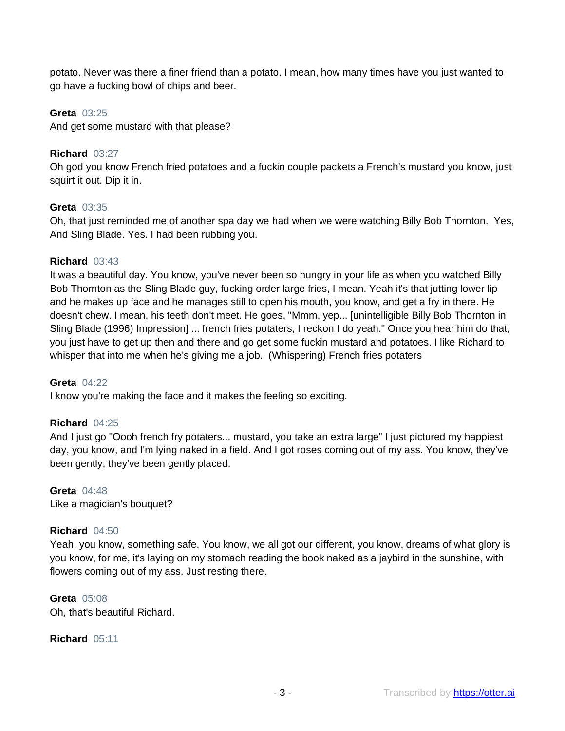potato. Never was there a finer friend than a potato. I mean, how many times have you just wanted to go have a fucking bowl of chips and beer.

**Greta** 03:25
And get some mustard with that please?

**Richard** 03:27
Oh god you know French fried potatoes and a fuckin couple packets a French's mustard you know, just squirt it out. Dip it in.

**Greta** 03:35
Oh, that just reminded me of another spa day we had when we were watching Billy Bob Thornton. Yes, And Sling Blade. Yes. I had been rubbing you.

**Richard** 03:43
It was a beautiful day. You know, you've never been so hungry in your life as when you watched Billy Bob Thornton as the Sling Blade guy, fucking order large fries, I mean. Yeah it's that jutting lower lip and he makes up face and he manages still to open his mouth, you know, and get a fry in there. He doesn't chew. I mean, his teeth don't meet. He goes, "Mmm, yep... [unintelligible Billy Bob Thornton in Sling Blade (1996) Impression] ... french fries potaters, I reckon I do yeah." Once you hear him do that, you just have to get up then and there and go get some fuckin mustard and potatoes. I like Richard to whisper that into me when he's giving me a job. (Whispering) French fries potaters

**Greta** 04:22
I know you're making the face and it makes the feeling so exciting.

**Richard** 04:25
And I just go "Oooh french fry potaters... mustard, you take an extra large" I just pictured my happiest day, you know, and I'm lying naked in a field. And I got roses coming out of my ass. You know, they've been gently, they've been gently placed.

**Greta** 04:48
Like a magician's bouquet?

**Richard** 04:50
Yeah, you know, something safe. You know, we all got our different, you know, dreams of what glory is you know, for me, it's laying on my stomach reading the book naked as a jaybird in the sunshine, with flowers coming out of my ass. Just resting there.

**Greta** 05:08
Oh, that's beautiful Richard.

**Richard** 05:11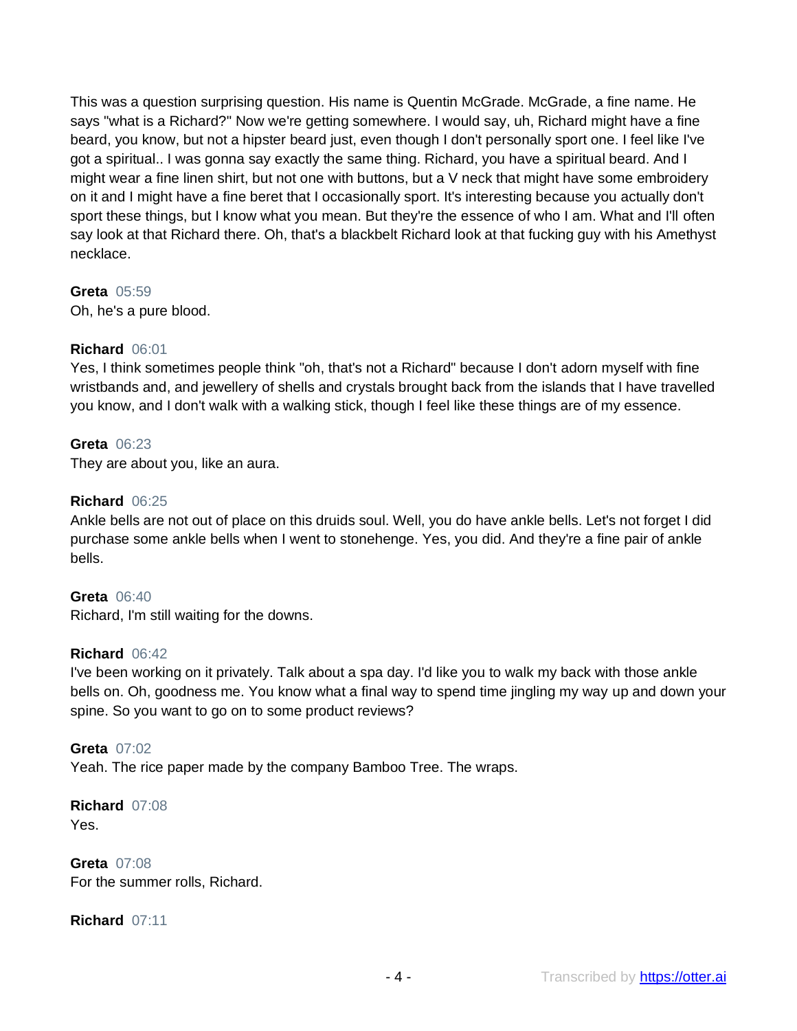This was a question surprising question. His name is Quentin McGrade. McGrade, a fine name. He says "what is a Richard?" Now we're getting somewhere. I would say, uh, Richard might have a fine beard, you know, but not a hipster beard just, even though I don't personally sport one. I feel like I've got a spiritual.. I was gonna say exactly the same thing. Richard, you have a spiritual beard. And I might wear a fine linen shirt, but not one with buttons, but a V neck that might have some embroidery on it and I might have a fine beret that I occasionally sport. It's interesting because you actually don't sport these things, but I know what you mean. But they're the essence of who I am. What and I'll often say look at that Richard there. Oh, that's a blackbelt Richard look at that fucking guy with his Amethyst necklace.

**Greta** 05:59
Oh, he's a pure blood.

**Richard** 06:01
Yes, I think sometimes people think "oh, that's not a Richard" because I don't adorn myself with fine wristbands and, and jewellery of shells and crystals brought back from the islands that I have travelled you know, and I don't walk with a walking stick, though I feel like these things are of my essence.

**Greta** 06:23
They are about you, like an aura.

**Richard** 06:25
Ankle bells are not out of place on this druids soul. Well, you do have ankle bells. Let's not forget I did purchase some ankle bells when I went to stonehenge. Yes, you did. And they're a fine pair of ankle bells.

**Greta** 06:40
Richard, I'm still waiting for the downs.

**Richard** 06:42
I've been working on it privately. Talk about a spa day. I'd like you to walk my back with those ankle bells on. Oh, goodness me. You know what a final way to spend time jingling my way up and down your spine. So you want to go on to some product reviews?

**Greta** 07:02
Yeah. The rice paper made by the company Bamboo Tree. The wraps.

**Richard** 07:08
Yes.

**Greta** 07:08
For the summer rolls, Richard.

**Richard** 07:11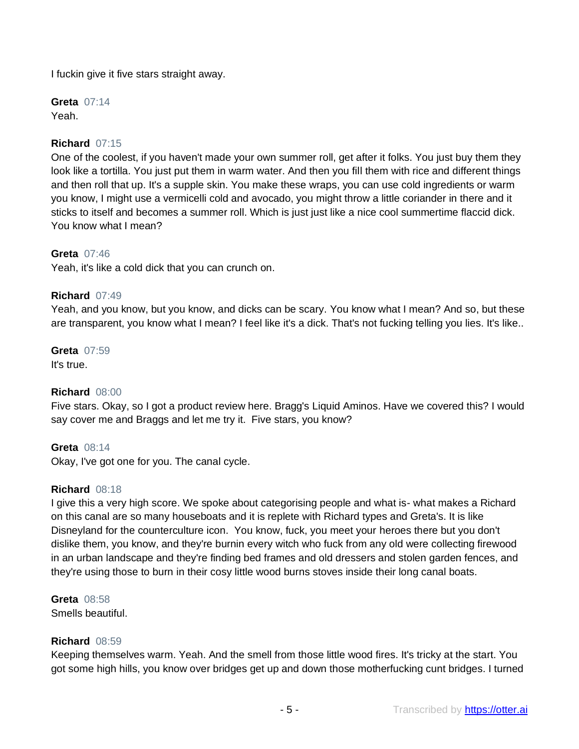I fuckin give it five stars straight away.

**Greta** 07:14
Yeah.

**Richard** 07:15
One of the coolest, if you haven't made your own summer roll, get after it folks. You just buy them they look like a tortilla. You just put them in warm water. And then you fill them with rice and different things and then roll that up. It's a supple skin. You make these wraps, you can use cold ingredients or warm you know, I might use a vermicelli cold and avocado, you might throw a little coriander in there and it sticks to itself and becomes a summer roll. Which is just just like a nice cool summertime flaccid dick. You know what I mean?

**Greta** 07:46
Yeah, it's like a cold dick that you can crunch on.

**Richard** 07:49
Yeah, and you know, but you know, and dicks can be scary. You know what I mean? And so, but these are transparent, you know what I mean? I feel like it's a dick. That's not fucking telling you lies. It's like..

**Greta** 07:59
It's true.

**Richard** 08:00
Five stars. Okay, so I got a product review here. Bragg's Liquid Aminos. Have we covered this? I would say cover me and Braggs and let me try it. Five stars, you know?

**Greta** 08:14
Okay, I've got one for you. The canal cycle.

**Richard** 08:18
I give this a very high score. We spoke about categorising people and what is- what makes a Richard on this canal are so many houseboats and it is replete with Richard types and Greta's. It is like Disneyland for the counterculture icon. You know, fuck, you meet your heroes there but you don't dislike them, you know, and they're burnin every witch who fuck from any old were collecting firewood in an urban landscape and they're finding bed frames and old dressers and stolen garden fences, and they're using those to burn in their cosy little wood burns stoves inside their long canal boats.

**Greta** 08:58
Smells beautiful.

**Richard** 08:59
Keeping themselves warm. Yeah. And the smell from those little wood fires. It's tricky at the start. You got some high hills, you know over bridges get up and down those motherfucking cunt bridges. I turned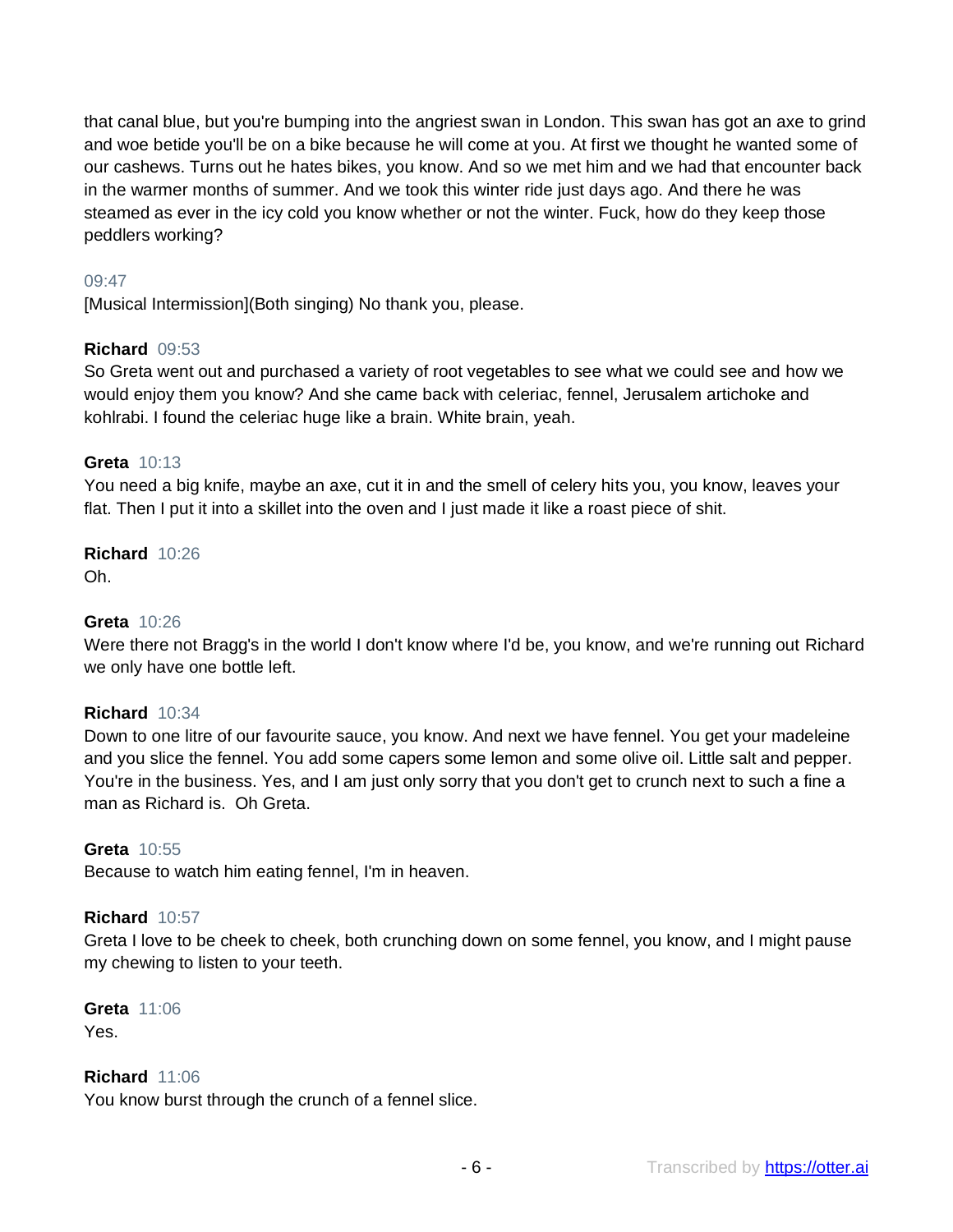that canal blue, but you're bumping into the angriest swan in London. This swan has got an axe to grind and woe betide you'll be on a bike because he will come at you. At first we thought he wanted some of our cashews. Turns out he hates bikes, you know. And so we met him and we had that encounter back in the warmer months of summer. And we took this winter ride just days ago. And there he was steamed as ever in the icy cold you know whether or not the winter. Fuck, how do they keep those peddlers working?

09:47
[Musical Intermission](Both singing) No thank you, please.

**Richard** 09:53
So Greta went out and purchased a variety of root vegetables to see what we could see and how we would enjoy them you know? And she came back with celeriac, fennel, Jerusalem artichoke and kohlrabi. I found the celeriac huge like a brain. White brain, yeah.

**Greta** 10:13
You need a big knife, maybe an axe, cut it in and the smell of celery hits you, you know, leaves your flat. Then I put it into a skillet into the oven and I just made it like a roast piece of shit.

**Richard** 10:26
Oh.

**Greta** 10:26
Were there not Bragg's in the world I don't know where I'd be, you know, and we're running out Richard we only have one bottle left.

**Richard** 10:34
Down to one litre of our favourite sauce, you know. And next we have fennel. You get your madeleine and you slice the fennel. You add some capers some lemon and some olive oil. Little salt and pepper. You're in the business. Yes, and I am just only sorry that you don't get to crunch next to such a fine a man as Richard is.  Oh Greta.

**Greta** 10:55
Because to watch him eating fennel, I'm in heaven.

**Richard** 10:57
Greta I love to be cheek to cheek, both crunching down on some fennel, you know, and I might pause my chewing to listen to your teeth.

**Greta** 11:06
Yes.

**Richard** 11:06
You know burst through the crunch of a fennel slice.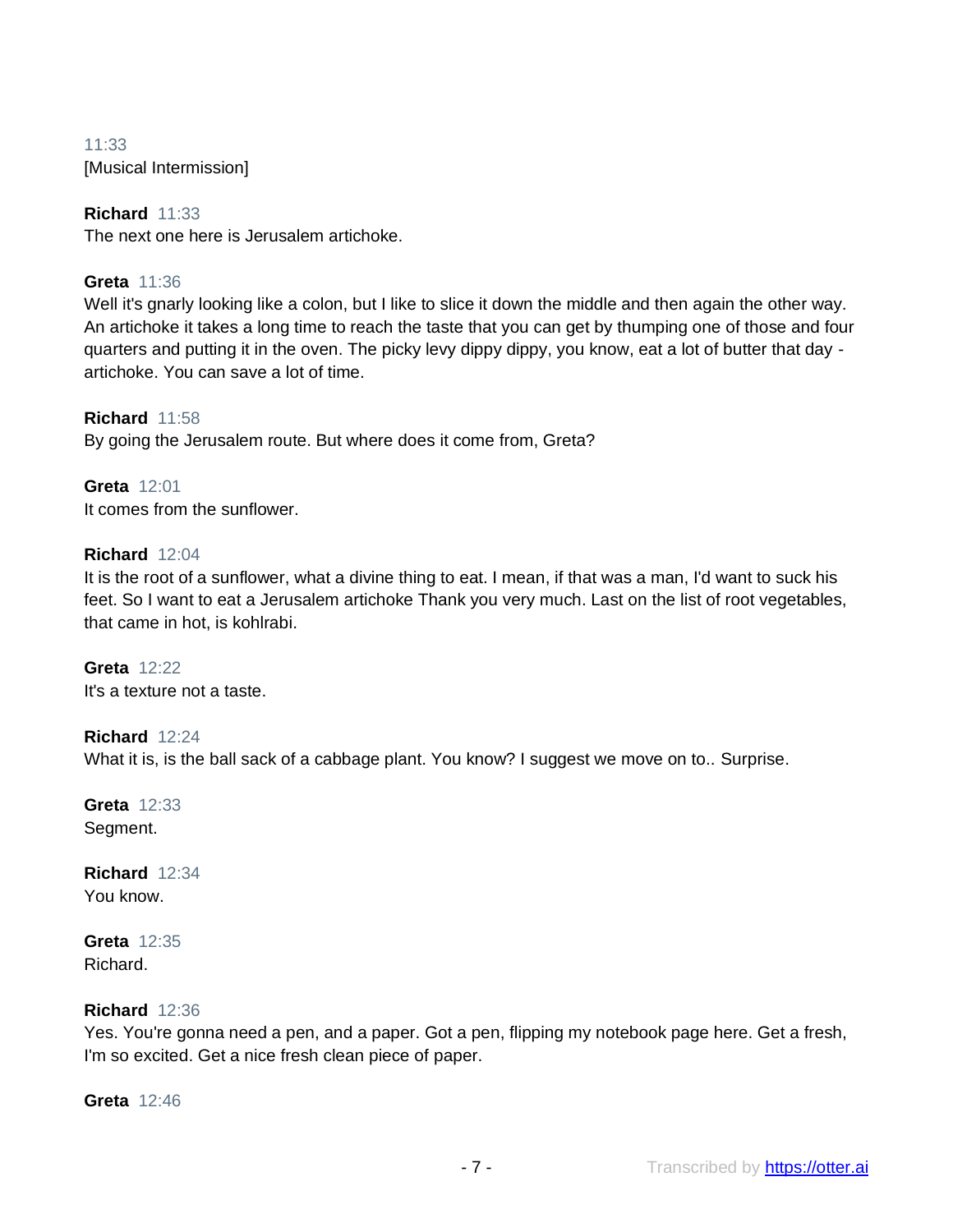11:33
[Musical Intermission]

**Richard** 11:33
The next one here is Jerusalem artichoke.

**Greta** 11:36
Well it's gnarly looking like a colon, but I like to slice it down the middle and then again the other way. An artichoke it takes a long time to reach the taste that you can get by thumping one of those and four quarters and putting it in the oven. The picky levy dippy dippy, you know, eat a lot of butter that day - artichoke. You can save a lot of time.

**Richard** 11:58
By going the Jerusalem route. But where does it come from, Greta?

**Greta** 12:01
It comes from the sunflower.

**Richard** 12:04
It is the root of a sunflower, what a divine thing to eat. I mean, if that was a man, I'd want to suck his feet. So I want to eat a Jerusalem artichoke Thank you very much. Last on the list of root vegetables, that came in hot, is kohlrabi.

**Greta** 12:22
It's a texture not a taste.

**Richard** 12:24
What it is, is the ball sack of a cabbage plant. You know? I suggest we move on to.. Surprise.

**Greta** 12:33
Segment.

**Richard** 12:34
You know.

**Greta** 12:35
Richard.

**Richard** 12:36
Yes. You're gonna need a pen, and a paper. Got a pen, flipping my notebook page here. Get a fresh, I'm so excited. Get a nice fresh clean piece of paper.

**Greta** 12:46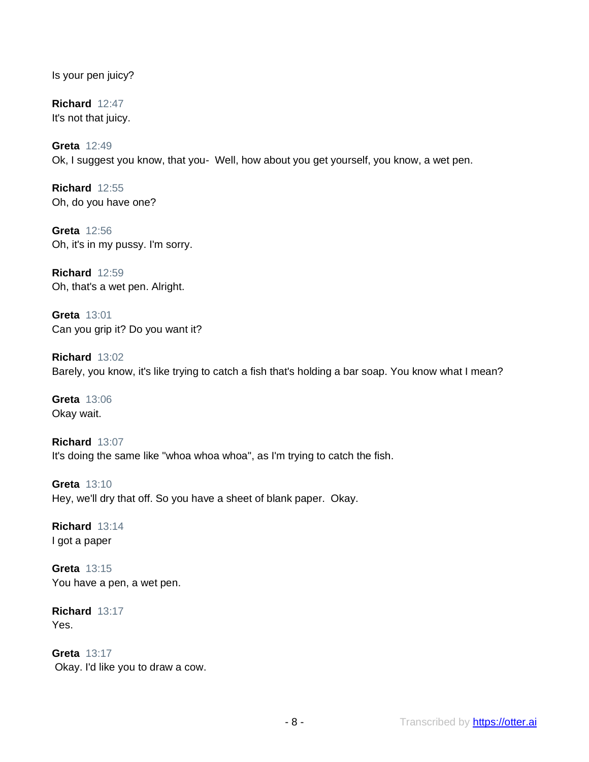Is your pen juicy?

**Richard** 12:47
It's not that juicy.

**Greta** 12:49
Ok, I suggest you know, that you- Well, how about you get yourself, you know, a wet pen.

**Richard** 12:55
Oh, do you have one?

**Greta** 12:56
Oh, it's in my pussy. I'm sorry.

**Richard** 12:59
Oh, that's a wet pen. Alright.

**Greta** 13:01
Can you grip it? Do you want it?

**Richard** 13:02
Barely, you know, it's like trying to catch a fish that's holding a bar soap. You know what I mean?

**Greta** 13:06
Okay wait.

**Richard** 13:07
It's doing the same like "whoa whoa whoa", as I'm trying to catch the fish.

**Greta** 13:10
Hey, we'll dry that off. So you have a sheet of blank paper. Okay.

**Richard** 13:14
I got a paper

**Greta** 13:15
You have a pen, a wet pen.

**Richard** 13:17
Yes.

**Greta** 13:17
Okay. I'd like you to draw a cow.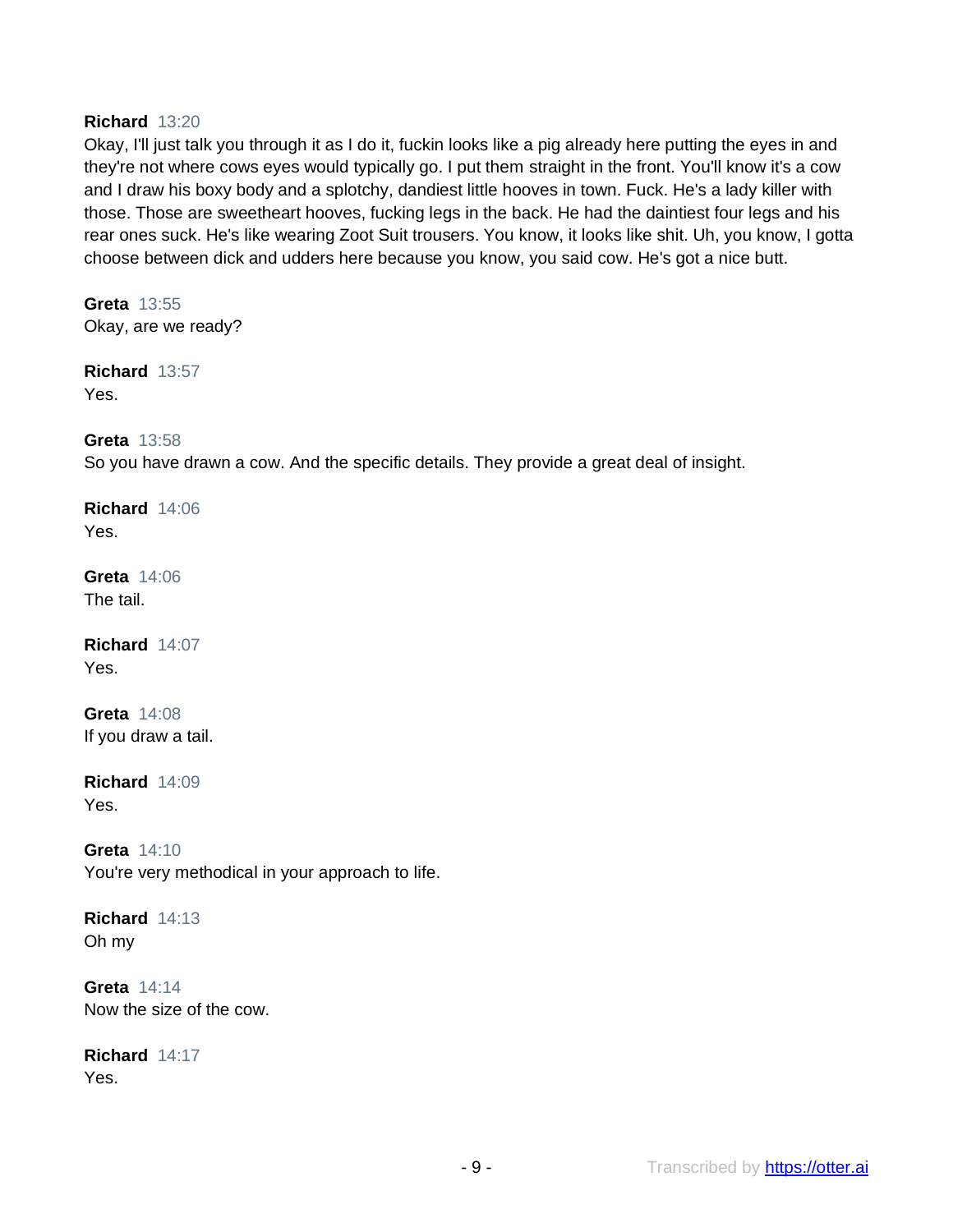**Richard** 13:20
Okay, I'll just talk you through it as I do it, fuckin looks like a pig already here putting the eyes in and they're not where cows eyes would typically go. I put them straight in the front. You'll know it's a cow and I draw his boxy body and a splotchy, dandiest little hooves in town. Fuck. He's a lady killer with those. Those are sweetheart hooves, fucking legs in the back. He had the daintiest four legs and his rear ones suck. He's like wearing Zoot Suit trousers. You know, it looks like shit. Uh, you know, I gotta choose between dick and udders here because you know, you said cow. He's got a nice butt.

**Greta** 13:55
Okay, are we ready?

**Richard** 13:57
Yes.

**Greta** 13:58
So you have drawn a cow. And the specific details. They provide a great deal of insight.

**Richard** 14:06
Yes.

**Greta** 14:06
The tail.

**Richard** 14:07
Yes.

**Greta** 14:08
If you draw a tail.

**Richard** 14:09
Yes.

**Greta** 14:10
You're very methodical in your approach to life.

**Richard** 14:13
Oh my

**Greta** 14:14
Now the size of the cow.

**Richard** 14:17
Yes.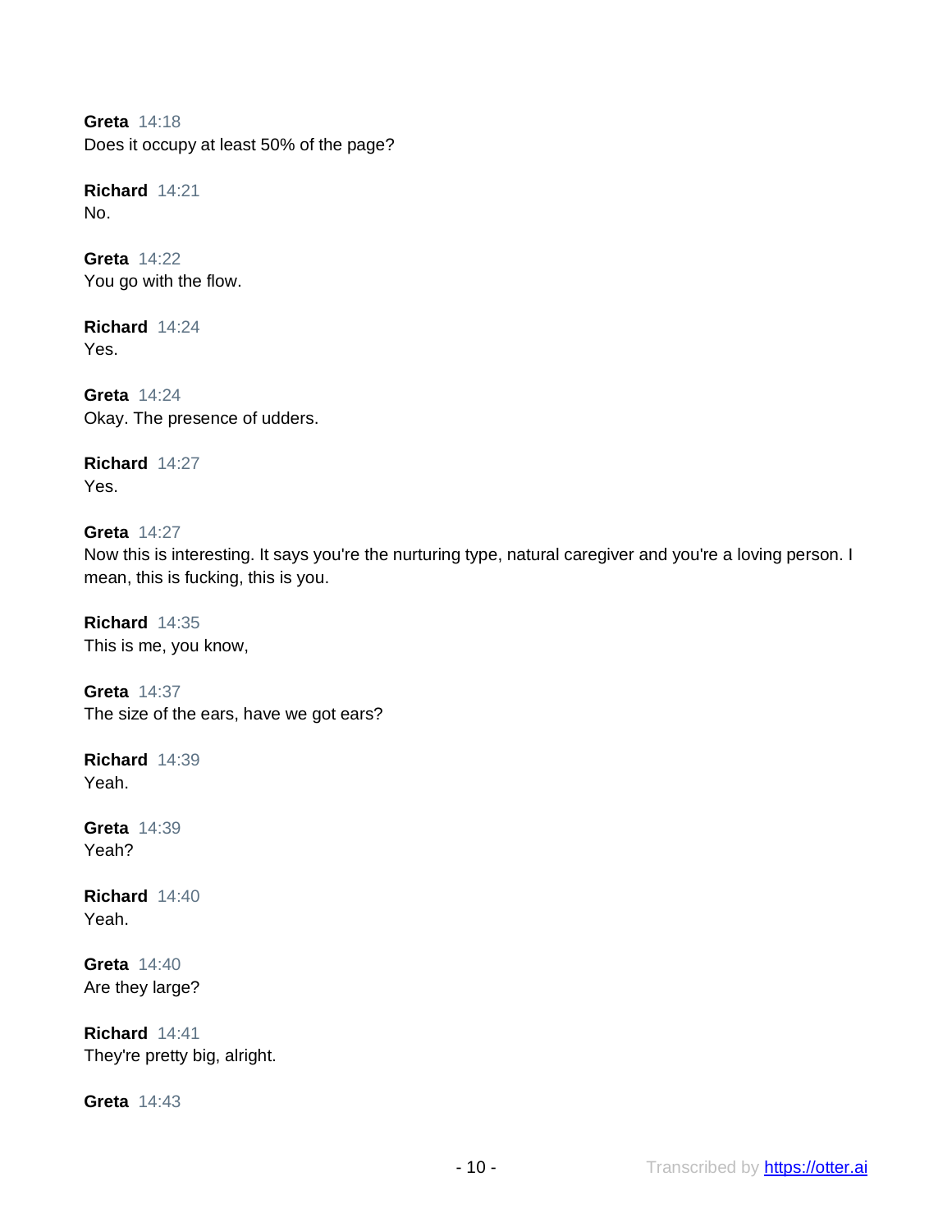**Greta** 14:18
Does it occupy at least 50% of the page?

**Richard** 14:21
No.

**Greta** 14:22
You go with the flow.

**Richard** 14:24
Yes.

**Greta** 14:24
Okay. The presence of udders.

**Richard** 14:27
Yes.

**Greta** 14:27
Now this is interesting. It says you're the nurturing type, natural caregiver and you're a loving person. I mean, this is fucking, this is you.

**Richard** 14:35
This is me, you know,

**Greta** 14:37
The size of the ears, have we got ears?

**Richard** 14:39
Yeah.

**Greta** 14:39
Yeah?

**Richard** 14:40
Yeah.

**Greta** 14:40
Are they large?

**Richard** 14:41
They're pretty big, alright.

**Greta** 14:43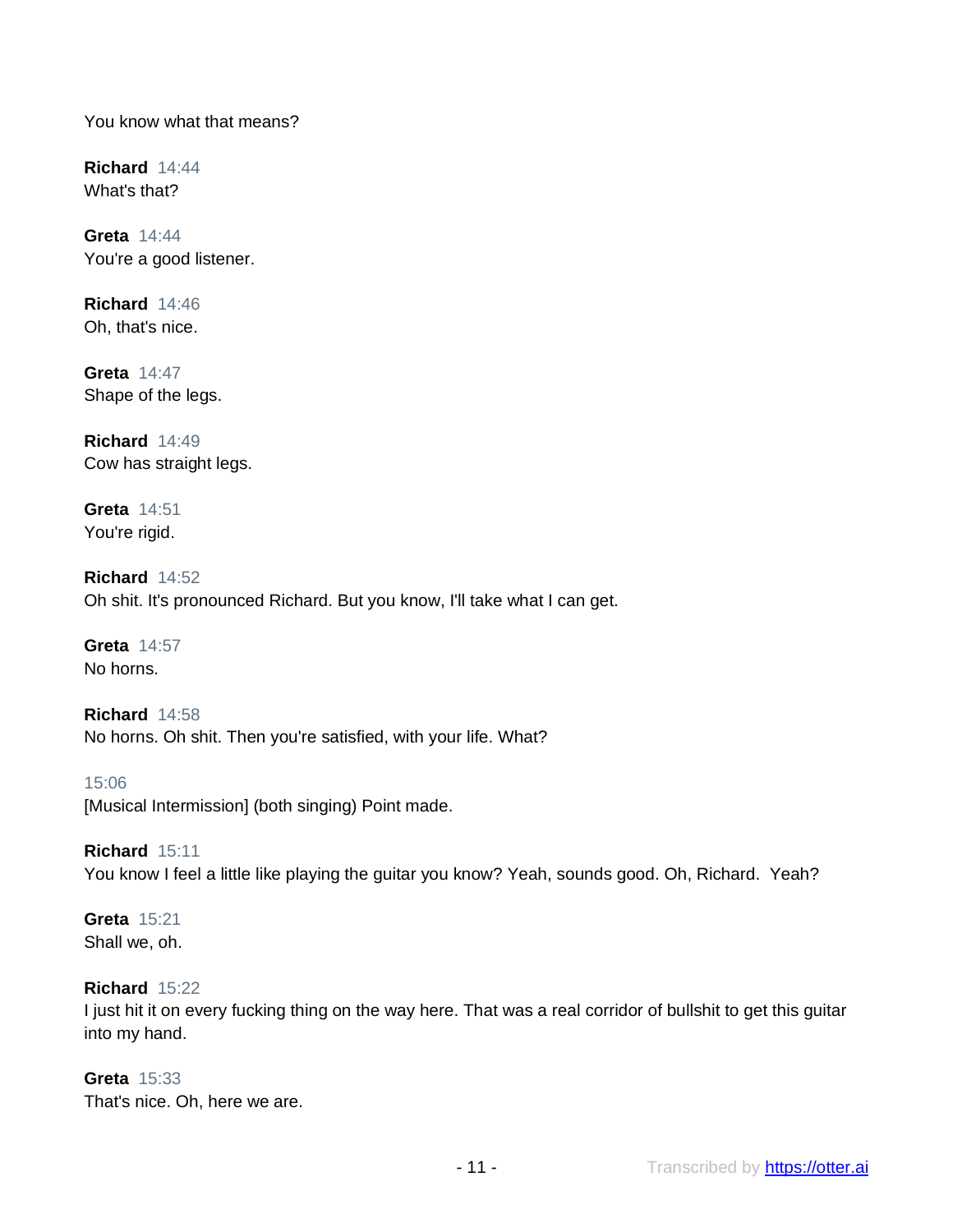You know what that means?

**Richard** 14:44
What's that?

**Greta** 14:44
You're a good listener.

**Richard** 14:46
Oh, that's nice.

**Greta** 14:47
Shape of the legs.

**Richard** 14:49
Cow has straight legs.

**Greta** 14:51
You're rigid.

**Richard** 14:52
Oh shit. It's pronounced Richard. But you know, I'll take what I can get.

**Greta** 14:57
No horns.

**Richard** 14:58
No horns. Oh shit. Then you're satisfied, with your life. What?

15:06
[Musical Intermission] (both singing) Point made.

**Richard** 15:11
You know I feel a little like playing the guitar you know? Yeah, sounds good. Oh, Richard.  Yeah?

**Greta** 15:21
Shall we, oh.

**Richard** 15:22
I just hit it on every fucking thing on the way here. That was a real corridor of bullshit to get this guitar into my hand.

**Greta** 15:33
That's nice. Oh, here we are.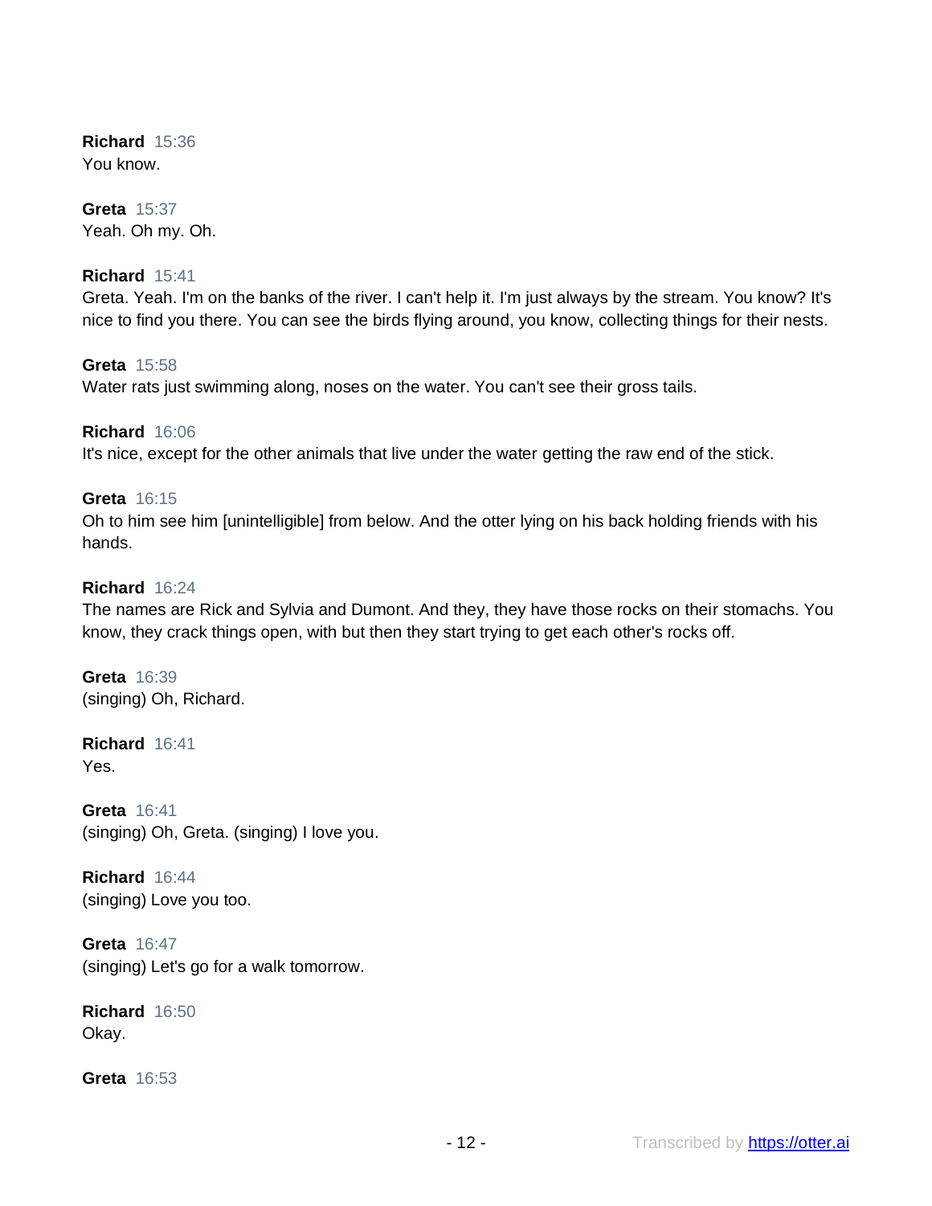**Richard** 15:36
You know.

**Greta** 15:37
Yeah. Oh my. Oh.

**Richard** 15:41
Greta. Yeah. I'm on the banks of the river. I can't help it. I'm just always by the stream. You know? It's nice to find you there. You can see the birds flying around, you know, collecting things for their nests.

**Greta** 15:58
Water rats just swimming along, noses on the water. You can't see their gross tails.

**Richard** 16:06
It's nice, except for the other animals that live under the water getting the raw end of the stick.

**Greta** 16:15
Oh to him see him [unintelligible] from below. And the otter lying on his back holding friends with his hands.

**Richard** 16:24
The names are Rick and Sylvia and Dumont. And they, they have those rocks on their stomachs. You know, they crack things open, with but then they start trying to get each other's rocks off.

**Greta** 16:39
(singing) Oh, Richard.

**Richard** 16:41
Yes.

**Greta** 16:41
(singing) Oh, Greta. (singing) I love you.

**Richard** 16:44
(singing) Love you too.

**Greta** 16:47
(singing) Let's go for a walk tomorrow.

**Richard** 16:50
Okay.

**Greta** 16:53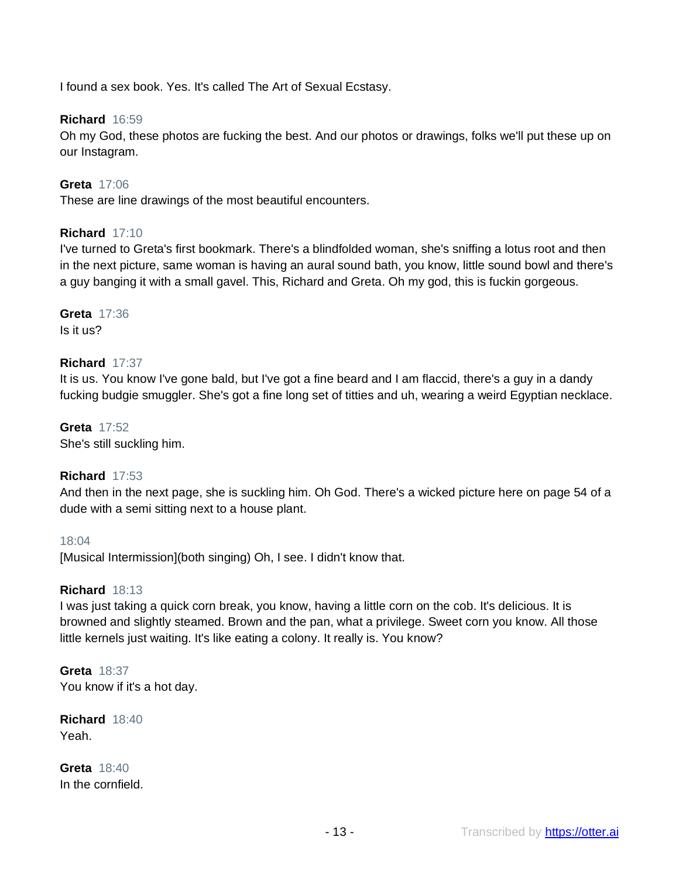I found a sex book. Yes. It's called The Art of Sexual Ecstasy.

**Richard** 16:59
Oh my God, these photos are fucking the best. And our photos or drawings, folks we'll put these up on our Instagram.

**Greta** 17:06
These are line drawings of the most beautiful encounters.

**Richard** 17:10
I've turned to Greta's first bookmark. There's a blindfolded woman, she's sniffing a lotus root and then in the next picture, same woman is having an aural sound bath, you know, little sound bowl and there's a guy banging it with a small gavel. This, Richard and Greta. Oh my god, this is fuckin gorgeous.

**Greta** 17:36
Is it us?

**Richard** 17:37
It is us. You know I've gone bald, but I've got a fine beard and I am flaccid, there's a guy in a dandy fucking budgie smuggler. She's got a fine long set of titties and uh, wearing a weird Egyptian necklace.

**Greta** 17:52
She's still suckling him.

**Richard** 17:53
And then in the next page, she is suckling him. Oh God. There's a wicked picture here on page 54 of a dude with a semi sitting next to a house plant.

18:04
[Musical Intermission](both singing) Oh, I see. I didn't know that.

**Richard** 18:13
I was just taking a quick corn break, you know, having a little corn on the cob. It's delicious. It is browned and slightly steamed. Brown and the pan, what a privilege. Sweet corn you know. All those little kernels just waiting. It's like eating a colony. It really is. You know?

**Greta** 18:37
You know if it's a hot day.

**Richard** 18:40
Yeah.

**Greta** 18:40
In the cornfield.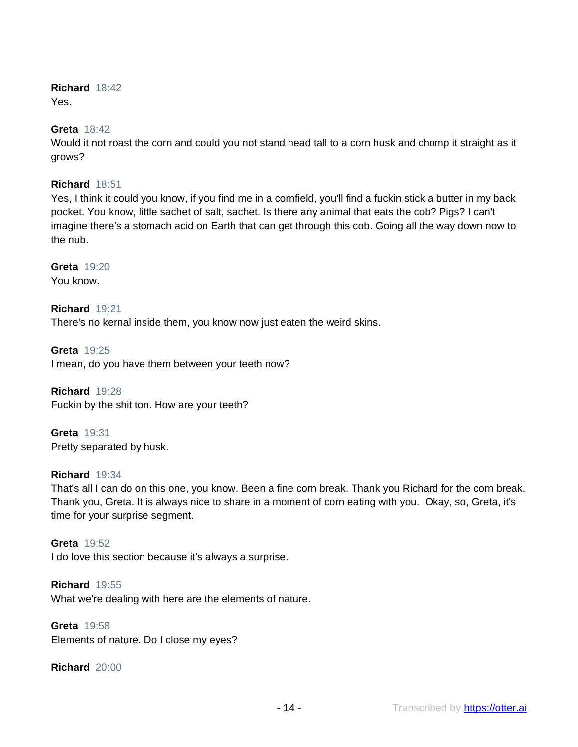**Richard** 18:42
Yes.

**Greta** 18:42
Would it not roast the corn and could you not stand head tall to a corn husk and chomp it straight as it grows?

**Richard** 18:51
Yes, I think it could you know, if you find me in a cornfield, you'll find a fuckin stick a butter in my back pocket. You know, little sachet of salt, sachet. Is there any animal that eats the cob? Pigs? I can't imagine there's a stomach acid on Earth that can get through this cob. Going all the way down now to the nub.

**Greta** 19:20
You know.

**Richard** 19:21
There's no kernal inside them, you know now just eaten the weird skins.

**Greta** 19:25
I mean, do you have them between your teeth now?

**Richard** 19:28
Fuckin by the shit ton. How are your teeth?

**Greta** 19:31
Pretty separated by husk.

**Richard** 19:34
That's all I can do on this one, you know. Been a fine corn break. Thank you Richard for the corn break. Thank you, Greta. It is always nice to share in a moment of corn eating with you. Okay, so, Greta, it's time for your surprise segment.

**Greta** 19:52
I do love this section because it's always a surprise.

**Richard** 19:55
What we're dealing with here are the elements of nature.

**Greta** 19:58
Elements of nature. Do I close my eyes?

**Richard** 20:00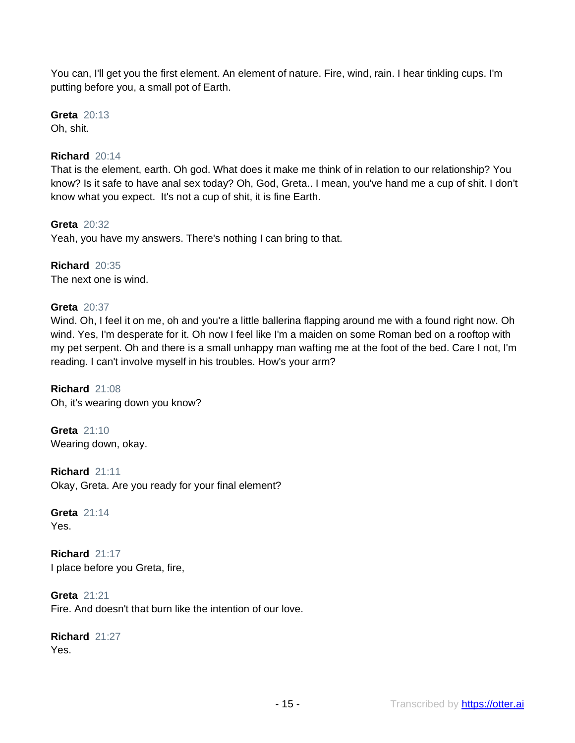You can, I'll get you the first element. An element of nature. Fire, wind, rain. I hear tinkling cups. I'm putting before you, a small pot of Earth.

**Greta** 20:13
Oh, shit.

**Richard** 20:14
That is the element, earth. Oh god. What does it make me think of in relation to our relationship? You know? Is it safe to have anal sex today? Oh, God, Greta.. I mean, you've hand me a cup of shit. I don't know what you expect. It's not a cup of shit, it is fine Earth.

**Greta** 20:32
Yeah, you have my answers. There's nothing I can bring to that.

**Richard** 20:35
The next one is wind.

**Greta** 20:37
Wind. Oh, I feel it on me, oh and you're a little ballerina flapping around me with a found right now. Oh wind. Yes, I'm desperate for it. Oh now I feel like I'm a maiden on some Roman bed on a rooftop with my pet serpent. Oh and there is a small unhappy man wafting me at the foot of the bed. Care I not, I'm reading. I can't involve myself in his troubles. How's your arm?

**Richard** 21:08
Oh, it's wearing down you know?

**Greta** 21:10
Wearing down, okay.

**Richard** 21:11
Okay, Greta. Are you ready for your final element?

**Greta** 21:14
Yes.

**Richard** 21:17
I place before you Greta, fire,

**Greta** 21:21
Fire. And doesn't that burn like the intention of our love.

**Richard** 21:27
Yes.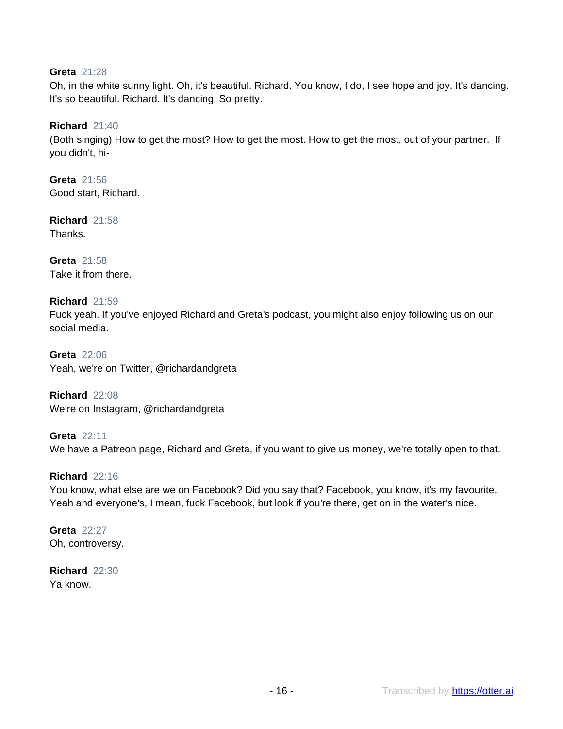**Greta** 21:28
Oh, in the white sunny light. Oh, it's beautiful. Richard. You know, I do, I see hope and joy. It's dancing. It's so beautiful. Richard. It's dancing. So pretty.

**Richard** 21:40
(Both singing) How to get the most? How to get the most. How to get the most, out of your partner. If you didn't, hi-

**Greta** 21:56
Good start, Richard.

**Richard** 21:58
Thanks.

**Greta** 21:58
Take it from there.

**Richard** 21:59
Fuck yeah. If you've enjoyed Richard and Greta's podcast, you might also enjoy following us on our social media.

**Greta** 22:06
Yeah, we're on Twitter, @richardandgreta

**Richard** 22:08
We're on Instagram, @richardandgreta

**Greta** 22:11
We have a Patreon page, Richard and Greta, if you want to give us money, we're totally open to that.

**Richard** 22:16
You know, what else are we on Facebook? Did you say that? Facebook, you know, it's my favourite. Yeah and everyone's, I mean, fuck Facebook, but look if you're there, get on in the water's nice.

**Greta** 22:27
Oh, controversy.

**Richard** 22:30
Ya know.